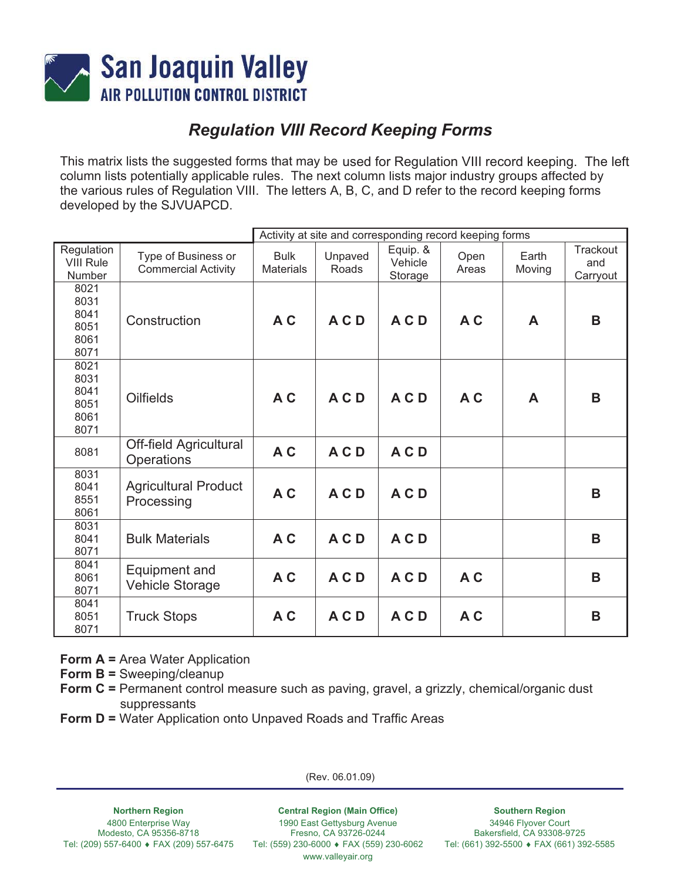# San Joaquin Valley AIR POLLUTION CONTROL DISTRICT

## *Regulation VIII Record Keeping Forms*

This matrix lists the suggested forms that may be used for Regulation VIII record keeping. The left column lists potentially applicable rules. The next column lists major industry groups affected by the various rules of Regulation VIII. The letters A, B, C, and D refer to the record keeping forms developed by the SJVUAPCD.

| | | Activity at site and corresponding record keeping forms | | | | | |
|---|---|---|---|---|---|---|---|
| Regulation VIII Rule Number | Type of Business or Commercial Activity | Bulk Materials | Unpaved Roads | Equip. & Vehicle Storage | Open Areas | Earth Moving | Trackout and Carryout |
| 8021<br>8031<br>8041<br>8051<br>8061<br>8071 | Construction | **A C** | **A C D** | **A C D** | **A C** | **A** | **B** |
| 8021<br>8031<br>8041<br>8051<br>8061<br>8071 | Oilfields | **A C** | **A C D** | **A C D** | **A C** | **A** | **B** |
| 8081 | Off-field Agricultural Operations | **A C** | **A C D** | **A C D** | | | |
| 8031<br>8041<br>8551<br>8061 | Agricultural Product Processing | **A C** | **A C D** | **A C D** | | | **B** |
| 8031<br>8041<br>8071 | Bulk Materials | **A C** | **A C D** | **A C D** | | | **B** |
| 8041<br>8061<br>8071 | Equipment and Vehicle Storage | **A C** | **A C D** | **A C D** | **A C** | | **B** |
| 8041<br>8051<br>8071 | Truck Stops | **A C** | **A C D** | **A C D** | **A C** | | **B** |

**Form A =** Area Water Application
**Form B =** Sweeping/cleanup
**Form C =** Permanent control measure such as paving, gravel, a grizzly, chemical/organic dust suppressants
**Form D =** Water Application onto Unpaved Roads and Traffic Areas

(Rev. 06.01.09)

**Northern Region**
4800 Enterprise Way
Modesto, CA 95356-8718
Tel: (209) 557-6400 ♦ FAX (209) 557-6475

**Central Region (Main Office)**
1990 East Gettysburg Avenue
Fresno, CA 93726-0244
Tel: (559) 230-6000 ♦ FAX (559) 230-6062

**Southern Region**
34946 Flyover Court
Bakersfield, CA 93308-9725
Tel: (661) 392-5500 ♦ FAX (661) 392-5585

www.valleyair.org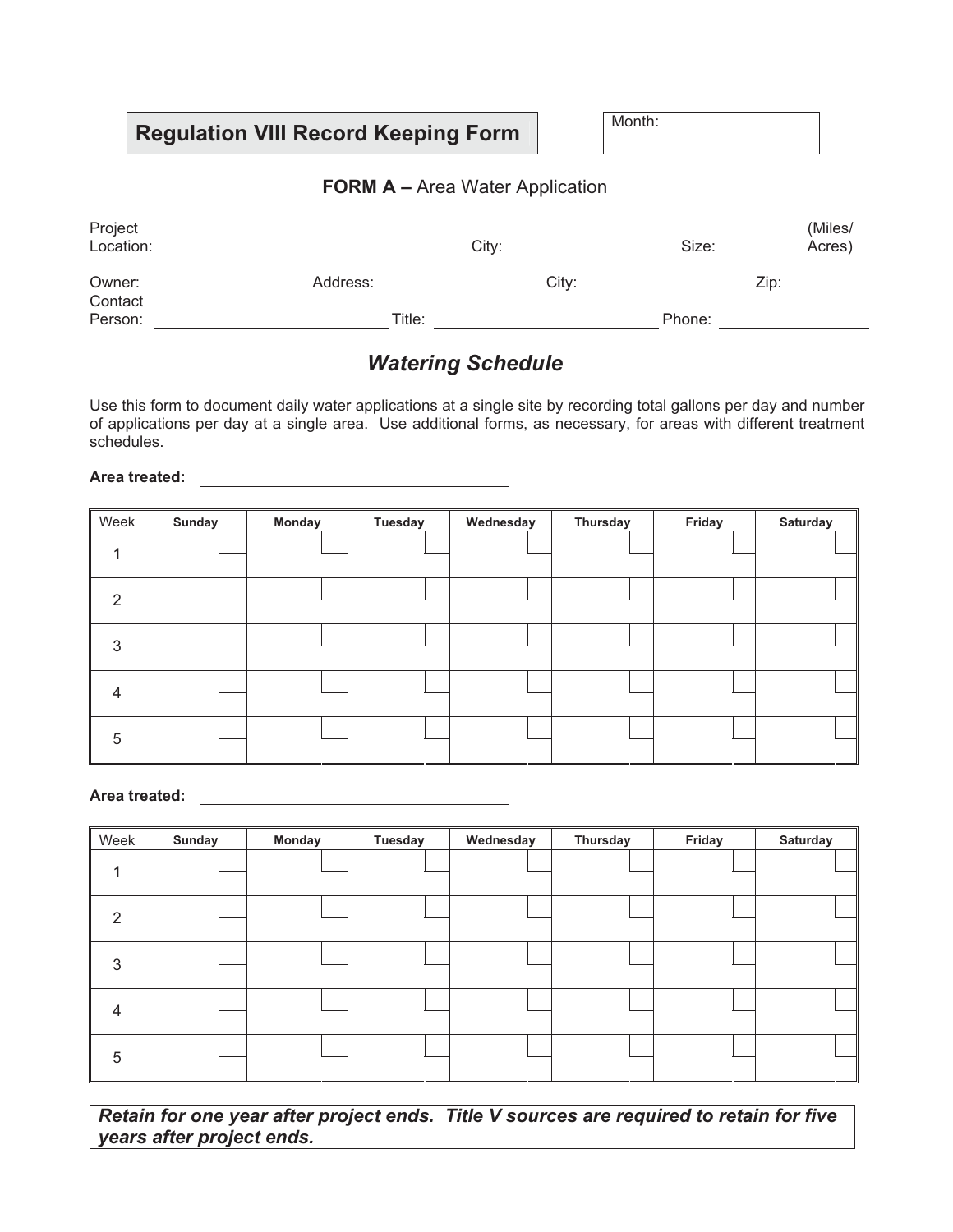# Regulation VIII Record Keeping Form

Month:

## FORM A – Area Water Application

Project Location: ____________________ City: ____________________ Size: __________ (Miles/ Acres)

Owner: ____________________ Address: ____________________ City: ____________________ Zip: __________

Contact Person: ____________________ Title: ____________________ Phone: ____________________

## *Watering Schedule*

Use this form to document daily water applications at a single site by recording total gallons per day and number of applications per day at a single area. Use additional forms, as necessary, for areas with different treatment schedules.

**Area treated:** ____________________

| Week | Sunday | Monday | Tuesday | Wednesday | Thursday | Friday | Saturday |
|---|---|---|---|---|---|---|---|
| 1 | | | | | | | |
| 2 | | | | | | | |
| 3 | | | | | | | |
| 4 | | | | | | | |
| 5 | | | | | | | |

**Area treated:** ____________________

| Week | Sunday | Monday | Tuesday | Wednesday | Thursday | Friday | Saturday |
|---|---|---|---|---|---|---|---|
| 1 | | | | | | | |
| 2 | | | | | | | |
| 3 | | | | | | | |
| 4 | | | | | | | |
| 5 | | | | | | | |

***Retain for one year after project ends. Title V sources are required to retain for five years after project ends.***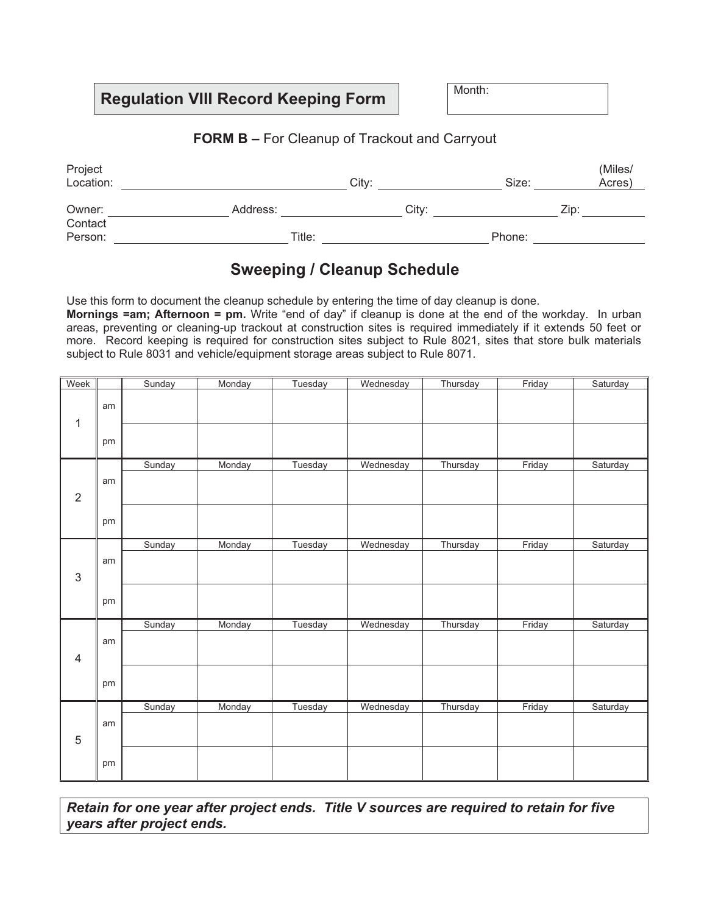# Regulation VIII Record Keeping Form

Month:

**FORM B –** For Cleanup of Trackout and Carryout

Project Location: ______________________ City: ______________ Size: __________ (Miles/ Acres)

Owner: ______________ Address: ______________ City: ______________ Zip: __________

Contact Person: ______________ Title: ______________ Phone: ______________

## Sweeping / Cleanup Schedule

Use this form to document the cleanup schedule by entering the time of day cleanup is done.
**Mornings =am; Afternoon = pm.** Write "end of day" if cleanup is done at the end of the workday. In urban areas, preventing or cleaning-up trackout at construction sites is required immediately if it extends 50 feet or more. Record keeping is required for construction sites subject to Rule 8021, sites that store bulk materials subject to Rule 8031 and vehicle/equipment storage areas subject to Rule 8071.

| Week | | Sunday | Monday | Tuesday | Wednesday | Thursday | Friday | Saturday |
|---|---|---|---|---|---|---|---|---|
| 1 | am | | | | | | | |
| | pm | | | | | | | |
| | | Sunday | Monday | Tuesday | Wednesday | Thursday | Friday | Saturday |
| 2 | am | | | | | | | |
| | pm | | | | | | | |
| | | Sunday | Monday | Tuesday | Wednesday | Thursday | Friday | Saturday |
| 3 | am | | | | | | | |
| | pm | | | | | | | |
| | | Sunday | Monday | Tuesday | Wednesday | Thursday | Friday | Saturday |
| 4 | am | | | | | | | |
| | pm | | | | | | | |
| | | Sunday | Monday | Tuesday | Wednesday | Thursday | Friday | Saturday |
| 5 | am | | | | | | | |
| | pm | | | | | | | |

***Retain for one year after project ends. Title V sources are required to retain for five years after project ends.***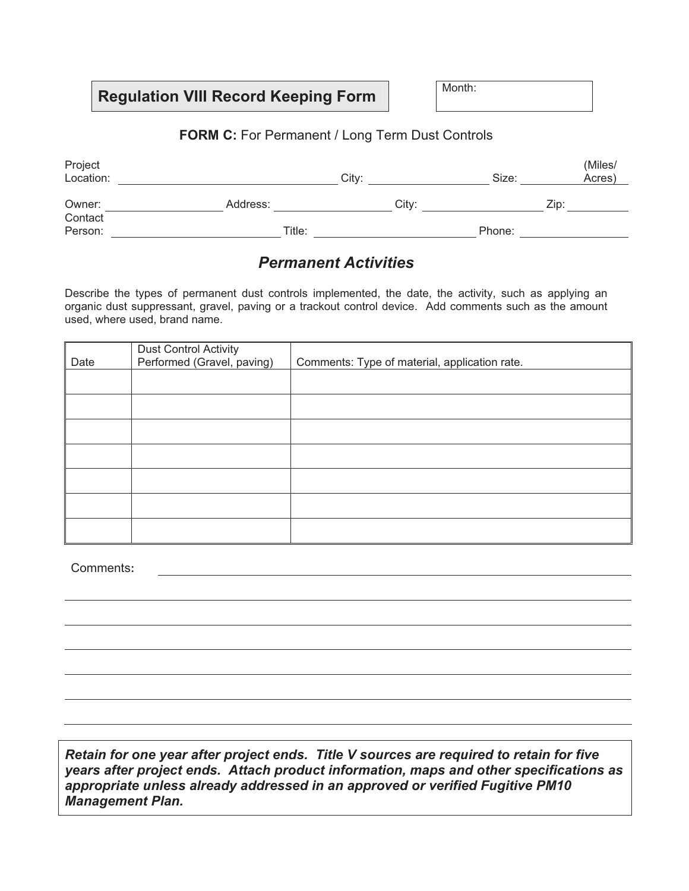# Regulation VIII Record Keeping Form

Month: 

**FORM C:** For Permanent / Long Term Dust Controls

Project Location: ____________________ City: ____________________ Size: __________ (Miles/ Acres)

Owner: ____________________ Address: ____________________ City: ____________________ Zip: __________

Contact Person: ____________________ Title: ____________________ Phone: ____________________

## *Permanent Activities*

Describe the types of permanent dust controls implemented, the date, the activity, such as applying an organic dust suppressant, gravel, paving or a trackout control device. Add comments such as the amount used, where used, brand name.

| Date | Dust Control Activity Performed (Gravel, paving) | Comments: Type of material, application rate. |
|---|---|---|
| | | |
| | | |
| | | |
| | | |
| | | |
| | | |
| | | |

Comments: ____________________________________________________________

________________________________________________________________________

________________________________________________________________________

________________________________________________________________________

________________________________________________________________________

________________________________________________________________________

________________________________________________________________________

***Retain for one year after project ends. Title V sources are required to retain for five years after project ends. Attach product information, maps and other specifications as appropriate unless already addressed in an approved or verified Fugitive PM10 Management Plan.***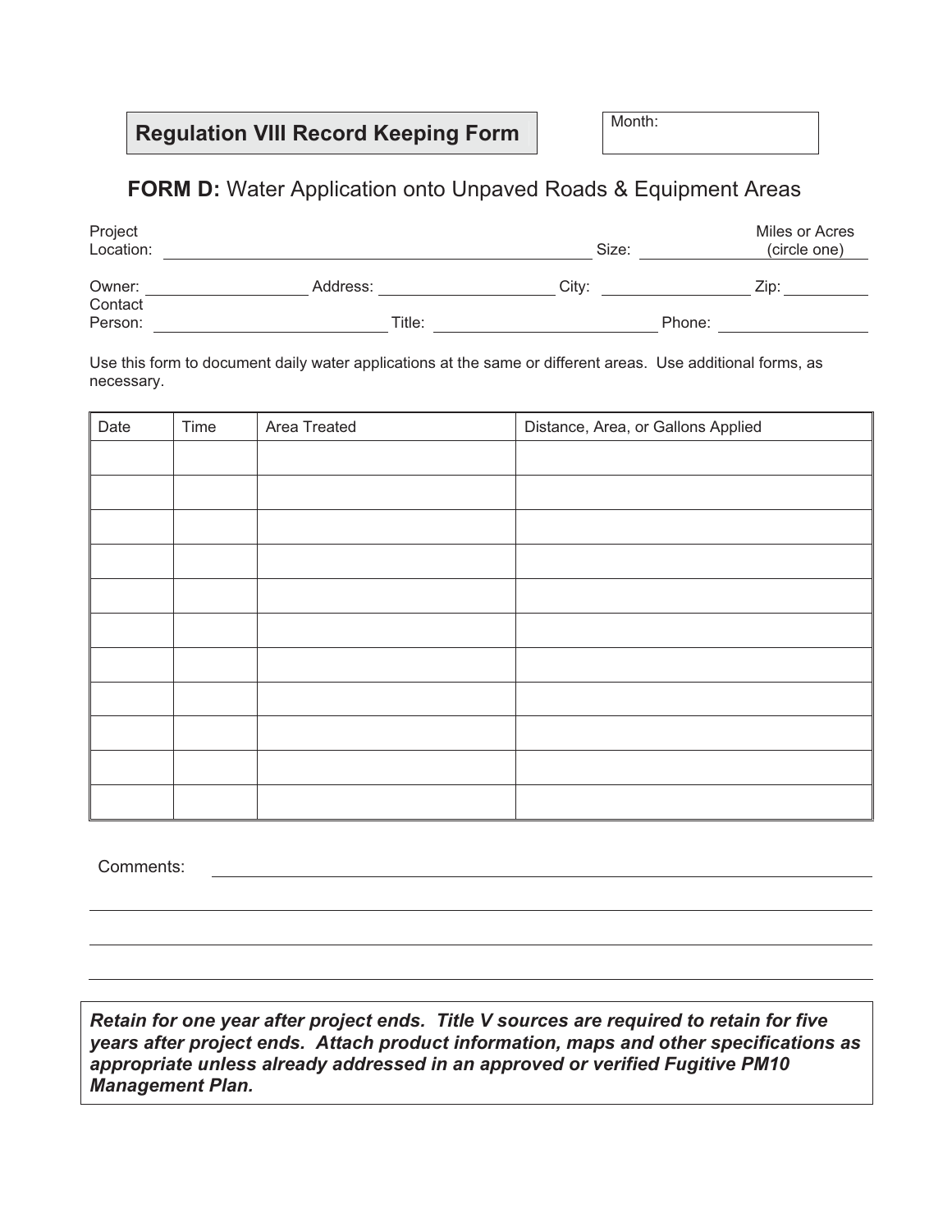**Regulation VIII Record Keeping Form**

Month:

## FORM D: Water Application onto Unpaved Roads & Equipment Areas

Project Location: ______________________ Size: __________ Miles or Acres (circle one)

Owner: __________ Address: __________ City: __________ Zip: __________

Contact Person: __________ Title: __________ Phone: __________

Use this form to document daily water applications at the same or different areas. Use additional forms, as necessary.

| Date | Time | Area Treated | Distance, Area, or Gallons Applied |
|---|---|---|---|
| | | | |
| | | | |
| | | | |
| | | | |
| | | | |
| | | | |
| | | | |
| | | | |
| | | | |
| | | | |
| | | | |

Comments: ______________________________________________

______________________________________________

______________________________________________

______________________________________________

***Retain for one year after project ends. Title V sources are required to retain for five years after project ends. Attach product information, maps and other specifications as appropriate unless already addressed in an approved or verified Fugitive PM10 Management Plan.***